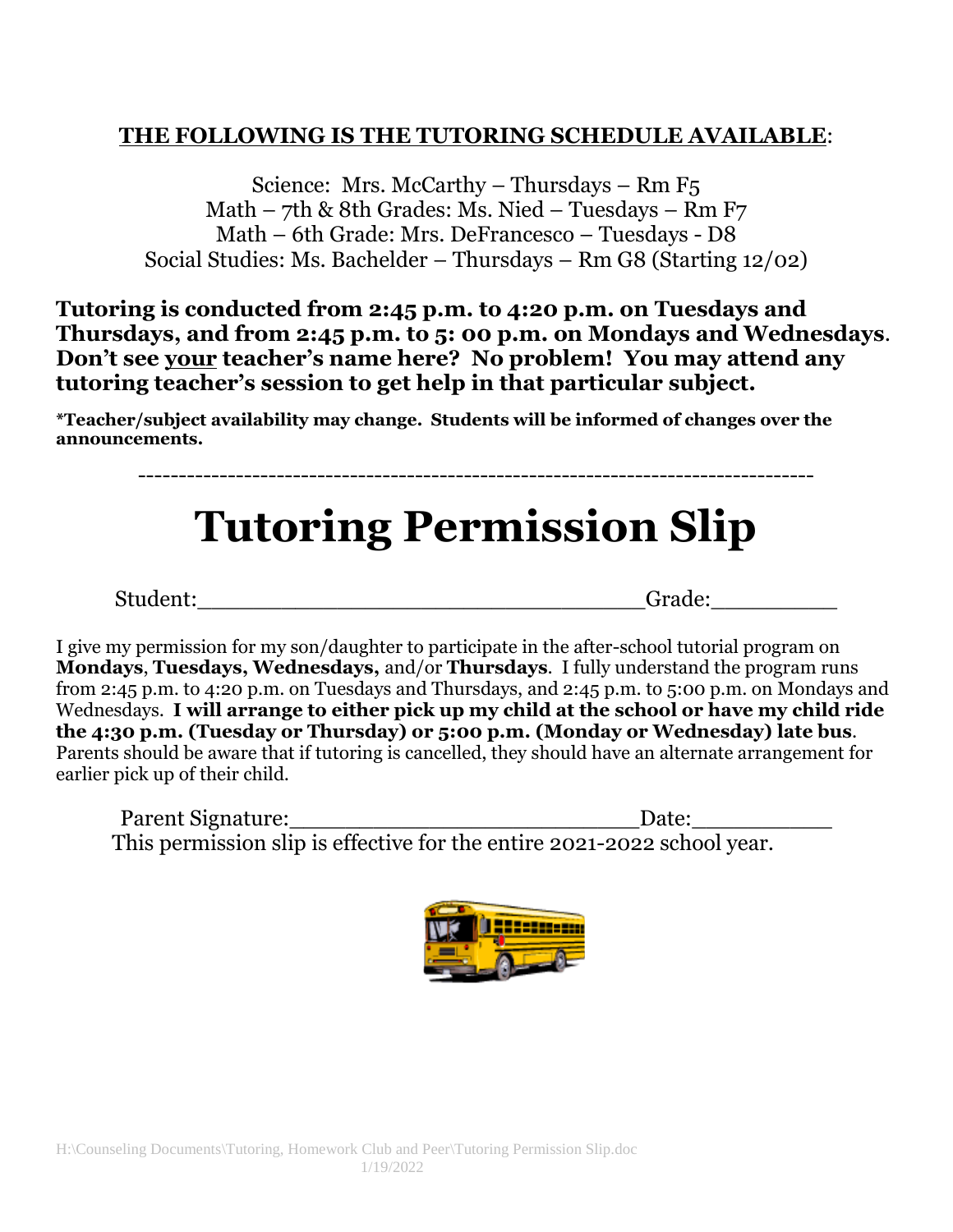**THE FOLLOWING IS THE TUTORING SCHEDULE AVAILABLE**:

Science: Mrs. McCarthy – Thursdays – Rm F5
Math – 7th & 8th Grades: Ms. Nied – Tuesdays – Rm F7
Math – 6th Grade: Mrs. DeFrancesco – Tuesdays - D8
Social Studies: Ms. Bachelder – Thursdays – Rm G8 (Starting 12/02)

**Tutoring is conducted from 2:45 p.m. to 4:20 p.m. on Tuesdays and Thursdays, and from 2:45 p.m. to 5: 00 p.m. on Mondays and Wednesdays. Don't see your teacher's name here? No problem! You may attend any tutoring teacher's session to get help in that particular subject.**

**\*Teacher/subject availability may change. Students will be informed of changes over the announcements.**

---

# Tutoring Permission Slip

Student:________________________________Grade:_________

I give my permission for my son/daughter to participate in the after-school tutorial program on **Mondays**, **Tuesdays, Wednesdays,** and/or **Thursdays**. I fully understand the program runs from 2:45 p.m. to 4:20 p.m. on Tuesdays and Thursdays, and 2:45 p.m. to 5:00 p.m. on Mondays and Wednesdays. **I will arrange to either pick up my child at the school or have my child ride the 4:30 p.m. (Tuesday or Thursday) or 5:00 p.m. (Monday or Wednesday) late bus**. Parents should be aware that if tutoring is cancelled, they should have an alternate arrangement for earlier pick up of their child.

Parent Signature:_________________________Date:__________

This permission slip is effective for the entire 2021-2022 school year.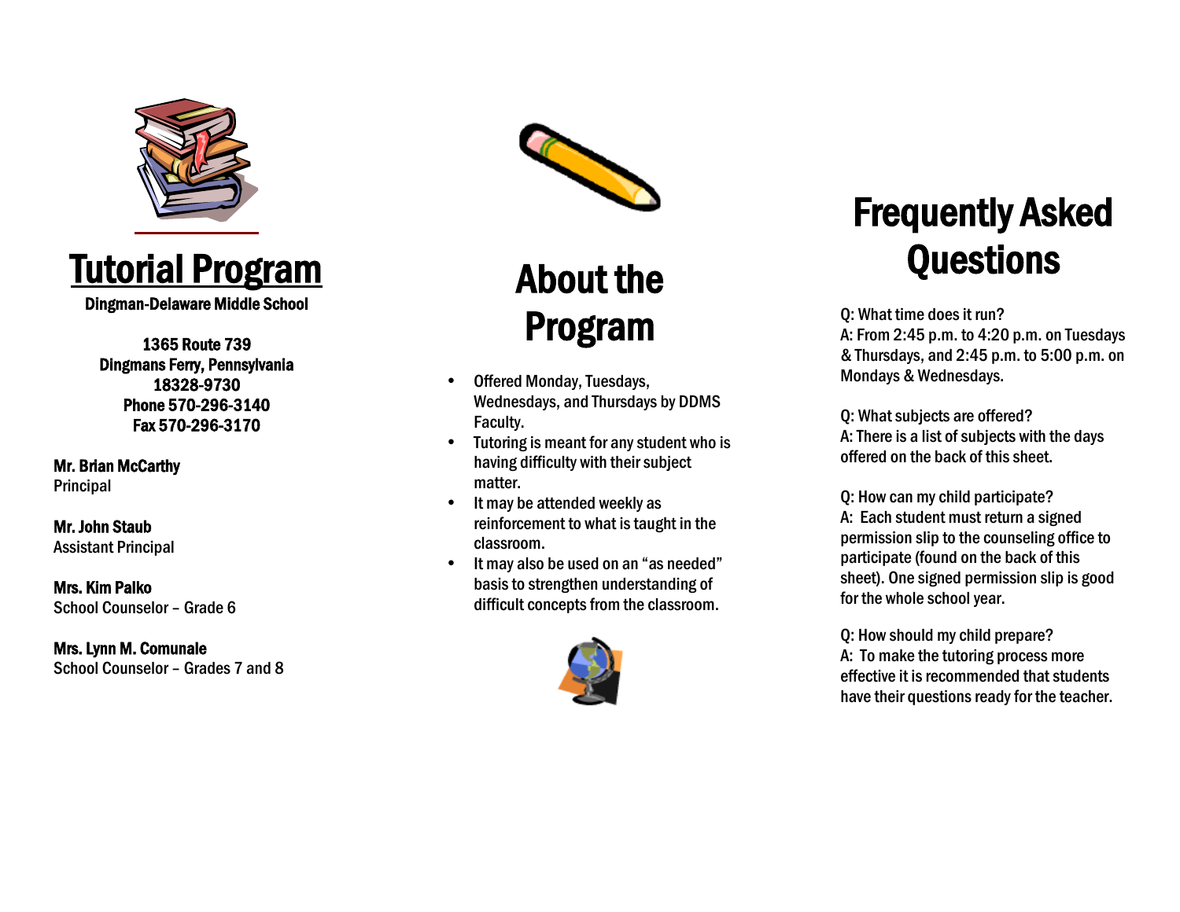# Tutorial Program

**Dingman-Delaware Middle School**

**1365 Route 739**
**Dingmans Ferry, Pennsylvania**
**18328-9730**
**Phone 570-296-3140**
**Fax 570-296-3170**

**Mr. Brian McCarthy**
Principal

**Mr. John Staub**
Assistant Principal

**Mrs. Kim Palko**
School Counselor – Grade 6

**Mrs. Lynn M. Comunale**
School Counselor – Grades 7 and 8

# About the Program

- Offered Monday, Tuesdays, Wednesdays, and Thursdays by DDMS Faculty.
- Tutoring is meant for any student who is having difficulty with their subject matter.
- It may be attended weekly as reinforcement to what is taught in the classroom.
- It may also be used on an "as needed" basis to strengthen understanding of difficult concepts from the classroom.

# Frequently Asked Questions

Q: What time does it run?
A: From 2:45 p.m. to 4:20 p.m. on Tuesdays & Thursdays, and 2:45 p.m. to 5:00 p.m. on Mondays & Wednesdays.

Q: What subjects are offered?
A: There is a list of subjects with the days offered on the back of this sheet.

Q: How can my child participate?
A: Each student must return a signed permission slip to the counseling office to participate (found on the back of this sheet). One signed permission slip is good for the whole school year.

Q: How should my child prepare?
A: To make the tutoring process more effective it is recommended that students have their questions ready for the teacher.